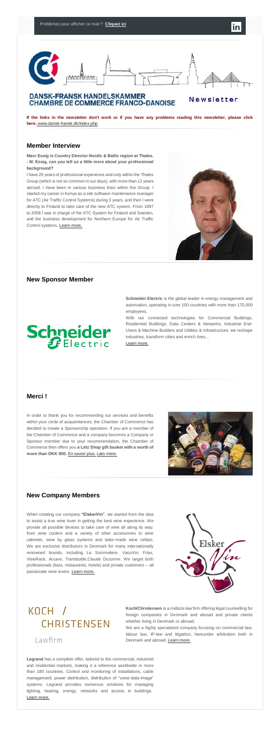Problèmes pour afficher ce mail ? **Cliquez ici**

**DANSK-FRANSK HANDELSKAMMER**
**CHAMBRE DE COMMERCE FRANCO-DANOISE**

Newsletter

**If the links in the newsletter don't work or if you have any problems reading this newsletter, please click here.** www.dansk-fransk.dk/index.php

## Member Interview

**Marc Essig is Country Director Nordic & Baltic region at Thales.**
**- M. Essig, can you tell us a little more about your professional background?**

I have 25 years of professional experience and only within the Thales Group (which is not so common in our days), with more than 12 years abroad. I have been in various business lines within the Group. I started my career in Kenya as a site software maintenance manager for ATC (Air Traffic Control Systems) during 3 years, and then I went directly to Finland to take care of the new ATC system. From 1997 to 2008 I was in charge of the ATC System for Finland and Sweden, and the business development for Northern Europe for Air Traffic Control systems. Learn more.

## New Sponsor Member

**Schneider Electric** is the global leader in energy management and automation, operating in over 100 countries with more than 170,000 employees.

With our connected technologies for Commercial Buildings, Residential Buildings, Data Centers & Networks, Industrial End-Users & Machine Builders and Utilities & Infrastructure, we reshape industries, transform cities and enrich lives...

Learn more.

## Merci !

In order to thank you for recommending our services and benefits within your circle of acquaintances, the Chamber of Commerce has decided to create a Sponsorship operation. If you are a member of the Chamber of Commerce and a company becomes a Company or Sponsor member due to your recommendation, the Chamber of Commerce then offers you **a Letz Shop gift basket with a worth of more than DKK 900.** En savoir plus. Læs mere.

## New Company Members

When creating our company **"ElskerVin"**, we started from the idea to assist a true wine lover in getting the best wine experience. We provide all possible devices to take care of wine all along its way: from wine coolers and a variety of other accessories to wine cabinets, wine by glass systems and tailor-made wine cellars. We are exclusive distributors in Denmark for many internationally renowned brands, including La Sommeliere, VacuVin, Friax, VisioRack, Arcave, Transbottle,Claude Dozorme. We target both professionals (bars, restaurants, hotels) and private customers – all passionate wine lovers. Learn more.

**Koch/Christensen** is a midsize law firm offering legal counselling for foreign companies in Denmark and abroad and private clients whether living in Denmark or abroad.

We are a highly specialized company focusing on commercial law, labour law, IP-law and litigation, hereunder arbitration both in Denmark and abroad. Learn more.

**Legrand** has a complete offer, tailored to the commercial, industrial and residential markets, making it a reference worldwide in more than 180 countries. Control and monitoring of installations, cable management, power distribution, distribution of "voice-data-image" systems. Legrand provides numerous solutions for managing lighting, heating, energy, networks and access in buildings. Learn more.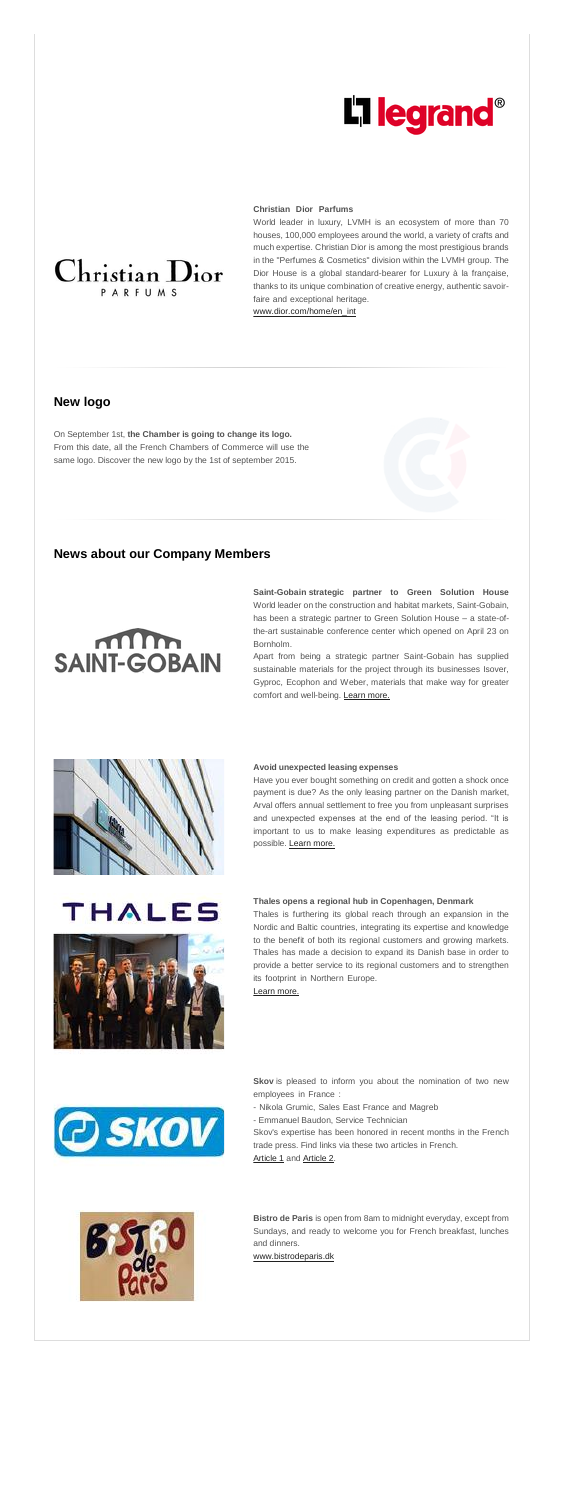**Christian Dior Parfums**

World leader in luxury, LVMH is an ecosystem of more than 70 houses, 100,000 employees around the world, a variety of crafts and much expertise. Christian Dior is among the most prestigious brands in the "Perfumes & Cosmetics" division within the LVMH group. The Dior House is a global standard-bearer for Luxury à la française, thanks to its unique combination of creative energy, authentic savoir-faire and exceptional heritage.

www.dior.com/home/en_int

## New logo

On September 1st, **the Chamber is going to change its logo.** From this date, all the French Chambers of Commerce will use the same logo. Discover the new logo by the 1st of september 2015.

## News about our Company Members

**Saint-Gobain strategic partner to Green Solution House**

World leader on the construction and habitat markets, Saint-Gobain, has been a strategic partner to Green Solution House – a state-of-the-art sustainable conference center which opened on April 23 on Bornholm.

Apart from being a strategic partner Saint-Gobain has supplied sustainable materials for the project through its businesses Isover, Gyproc, Ecophon and Weber, materials that make way for greater comfort and well-being. Learn more.

**Avoid unexpected leasing expenses**

Have you ever bought something on credit and gotten a shock once payment is due? As the only leasing partner on the Danish market, Arval offers annual settlement to free you from unpleasant surprises and unexpected expenses at the end of the leasing period. "It is important to us to make leasing expenditures as predictable as possible. Learn more.

**Thales opens a regional hub in Copenhagen, Denmark**

Thales is furthering its global reach through an expansion in the Nordic and Baltic countries, integrating its expertise and knowledge to the benefit of both its regional customers and growing markets. Thales has made a decision to expand its Danish base in order to provide a better service to its regional customers and to strengthen its footprint in Northern Europe.

Learn more.

**Skov** is pleased to inform you about the nomination of two new employees in France :

- Nikola Grumic, Sales East France and Magreb
- Emmanuel Baudon, Service Technician

Skov's expertise has been honored in recent months in the French trade press. Find links via these two articles in French.

Article 1 and Article 2.

**Bistro de Paris** is open from 8am to midnight everyday, except from Sundays, and ready to welcome you for French breakfast, lunches and dinners.

www.bistrodeparis.dk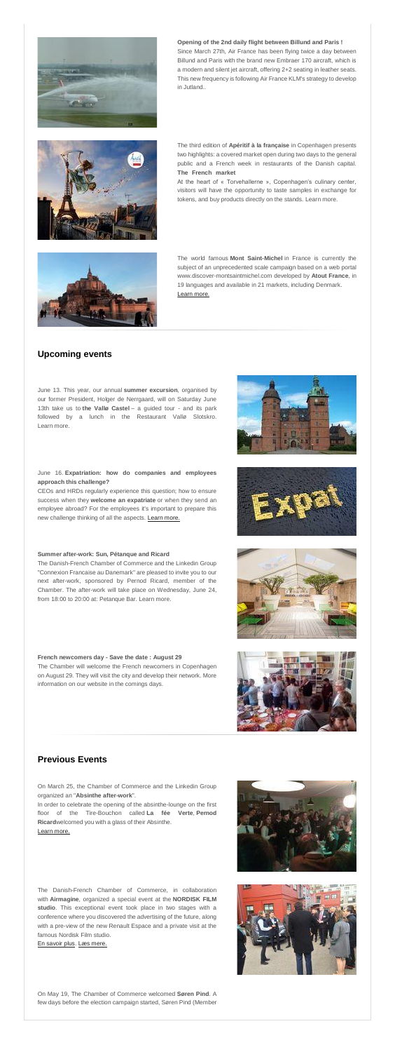**Opening of the 2nd daily flight between Billund and Paris !**
Since March 27th, Air France has been flying twice a day between Billund and Paris with the brand new Embraer 170 aircraft, which is a modern and silent jet aircraft, offering 2+2 seating in leather seats. This new frequency is following Air France KLM's strategy to develop in Jutland..

The third edition of **Apéritif à la française** in Copenhagen presents two highlights: a covered market open during two days to the general public and a French week in restaurants of the Danish capital.
**The French market**
At the heart of « Torvehallerne », Copenhagen's culinary center, visitors will have the opportunity to taste samples in exchange for tokens, and buy products directly on the stands. Learn more.

The world famous **Mont Saint-Michel** in France is currently the subject of an unprecedented scale campaign based on a web portal www.discover-montsaintmichel.com developed by **Atout France**, in 19 languages and available in 21 markets, including Denmark.
Learn more.

## Upcoming events

June 13. This year, our annual **summer excursion**, organised by our former President, Holger de Nerrgaard, will on Saturday June 13th take us to **the Vallø Castel** – a guided tour - and its park followed by a lunch in the Restaurant Vallø Slotskro. Learn more.

June 16. **Expatriation: how do companies and employees approach this challenge?**
CEOs and HRDs regularly experience this question; how to ensure success when they **welcome an expatriate** or when they send an employee abroad? For the employees it's important to prepare this new challenge thinking of all the aspects. Learn more.

**Summer after-work: Sun, Pétanque and Ricard**
The Danish-French Chamber of Commerce and the Linkedin Group "Connexion Francaise au Danemark" are pleased to invite you to our next after-work, sponsored by Pernod Ricard, member of the Chamber. The after-work will take place on Wednesday, June 24, from 18:00 to 20:00 at: Petanque Bar. Learn more.

**French newcomers day - Save the date : August 29**
The Chamber will welcome the French newcomers in Copenhagen on August 29. They will visit the city and develop their network. More information on our website in the comings days.

## Previous Events

On March 25, the Chamber of Commerce and the Linkedin Group organized an "**Absinthe after-work**".
In order to celebrate the opening of the absinthe-lounge on the first floor of the Tire-Bouchon called **La fée Verte**, **Pernod Ricard**welcomed you with a glass of their Absinthe.
Learn more.

The Danish-French Chamber of Commerce, in collaboration with **Airmagine**, organized a special event at the **NORDISK FILM studio**. This exceptional event took place in two stages with a conference where you discovered the advertising of the future, along with a pre-view of the new Renault Espace and a private visit at the famous Nordisk Film studio.
En savoir plus. Læs mere.

On May 19, The Chamber of Commerce welcomed **Søren Pind**. A few days before the election campaign started, Søren Pind (Member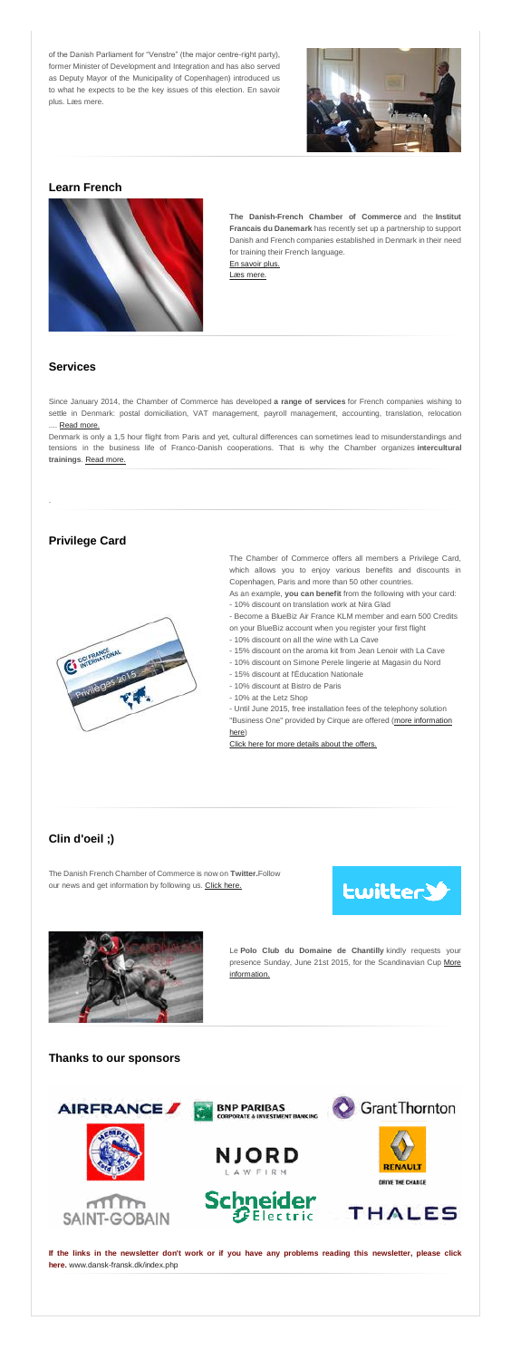of the Danish Parliament for "Venstre" (the major centre-right party), former Minister of Development and Integration and has also served as Deputy Mayor of the Municipality of Copenhagen) introduced us to what he expects to be the key issues of this election. En savoir plus. Læs mere.

## Learn French

**The Danish-French Chamber of Commerce** and the **Institut Francais du Danemark** has recently set up a partnership to support Danish and French companies established in Denmark in their need for training their French language.

En savoir plus.

Læs mere.

## Services

Since January 2014, the Chamber of Commerce has developed **a range of services** for French companies wishing to settle in Denmark: postal domiciliation, VAT management, payroll management, accounting, translation, relocation .... Read more.

Denmark is only a 1,5 hour flight from Paris and yet, cultural differences can sometimes lead to misunderstandings and tensions in the business life of Franco-Danish cooperations. That is why the Chamber organizes **intercultural trainings**. Read more.

## Privilege Card

The Chamber of Commerce offers all members a Privilege Card, which allows you to enjoy various benefits and discounts in Copenhagen, Paris and more than 50 other countries.

As an example, **you can benefit** from the following with your card:

- 10% discount on translation work at Nira Glad
- Become a BlueBiz Air France KLM member and earn 500 Credits on your BlueBiz account when you register your first flight
- 10% discount on all the wine with La Cave
- 15% discount on the aroma kit from Jean Lenoir with La Cave
- 10% discount on Simone Perele lingerie at Magasin du Nord
- 15% discount at l'Éducation Nationale
- 10% discount at Bistro de Paris
- 10% at the Letz Shop
- Until June 2015, free installation fees of the telephony solution "Business One" provided by Cirque are offered (more information here)

Click here for more details about the offers.

## Clin d'oeil ;)

The Danish French Chamber of Commerce is now on **Twitter.** Follow our news and get information by following us. Click here.

Le **Polo Club du Domaine de Chantilly** kindly requests your presence Sunday, June 21st 2015, for the Scandinavian Cup More information.

## Thanks to our sponsors

**If the links in the newsletter don't work or if you have any problems reading this newsletter, please click here.** www.dansk-fransk.dk/index.php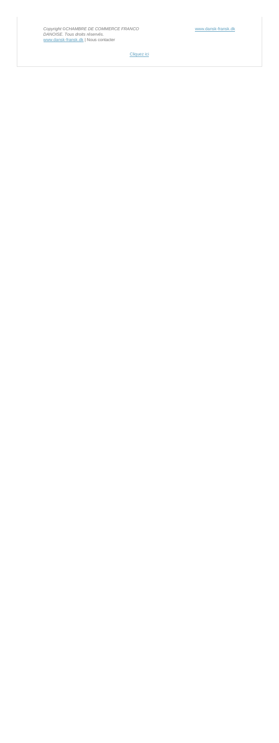*Copyright ©CHAMBRE DE COMMERCE FRANCO DANOISE. Tous droits réservés.*
www.dansk-fransk.dk | Nous contacter

www.dansk-fransk.dk

Cliquez ici